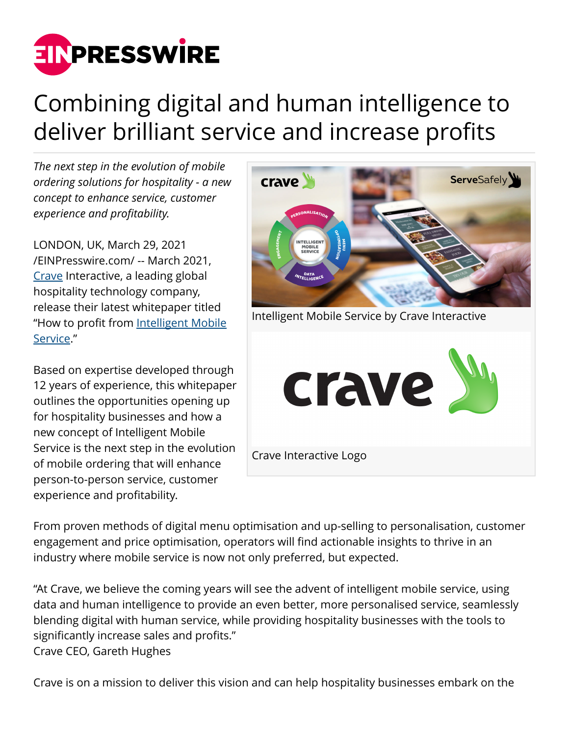# Combining digital and human intelligence to deliver brilliant service and increase profits

*The next step in the evolution of mobile ordering solutions for hospitality - a new concept to enhance service, customer experience and profitability.*

LONDON, UK, March 29, 2021 /EINPresswire.com/ -- March 2021, Crave Interactive, a leading global hospitality technology company, release their latest whitepaper titled "How to profit from Intelligent Mobile Service."

Based on expertise developed through 12 years of experience, this whitepaper outlines the opportunities opening up for hospitality businesses and how a new concept of Intelligent Mobile Service is the next step in the evolution of mobile ordering that will enhance person-to-person service, customer experience and profitability.

Intelligent Mobile Service by Crave Interactive

Crave Interactive Logo

From proven methods of digital menu optimisation and up-selling to personalisation, customer engagement and price optimisation, operators will find actionable insights to thrive in an industry where mobile service is now not only preferred, but expected.

"At Crave, we believe the coming years will see the advent of intelligent mobile service, using data and human intelligence to provide an even better, more personalised service, seamlessly blending digital with human service, while providing hospitality businesses with the tools to significantly increase sales and profits."
Crave CEO, Gareth Hughes

Crave is on a mission to deliver this vision and can help hospitality businesses embark on the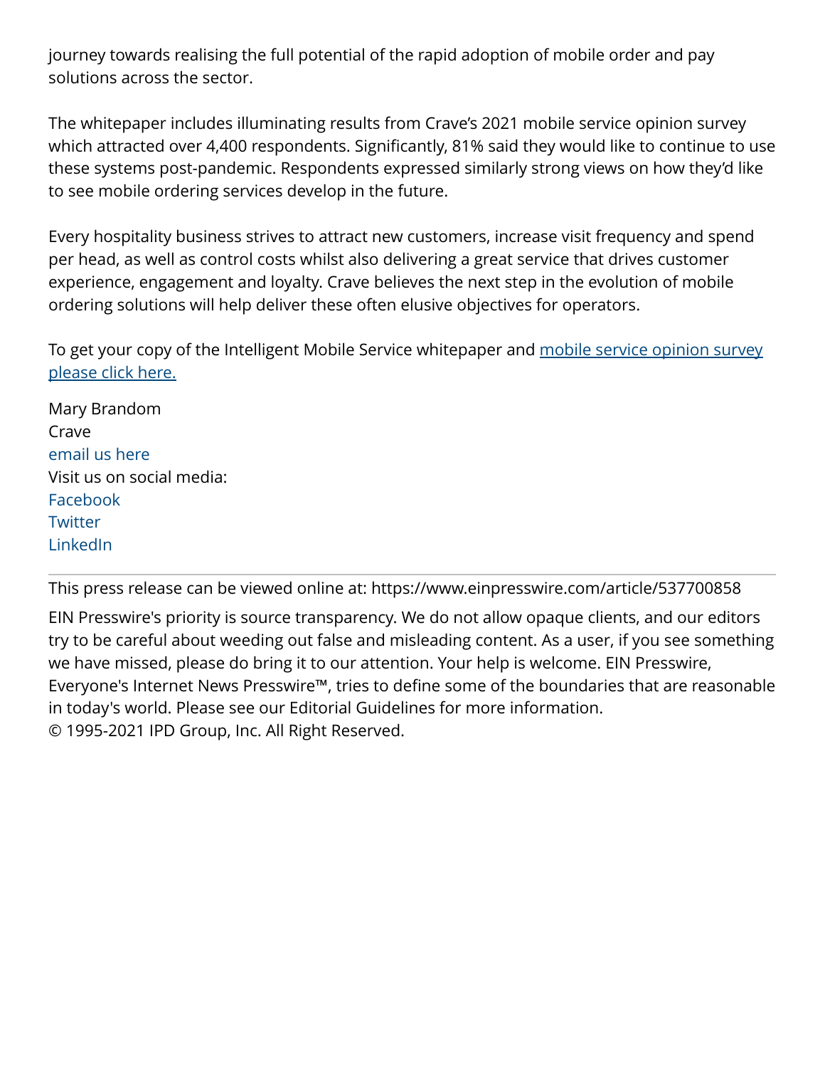journey towards realising the full potential of the rapid adoption of mobile order and pay solutions across the sector.

The whitepaper includes illuminating results from Crave's 2021 mobile service opinion survey which attracted over 4,400 respondents. Significantly, 81% said they would like to continue to use these systems post-pandemic. Respondents expressed similarly strong views on how they'd like to see mobile ordering services develop in the future.

Every hospitality business strives to attract new customers, increase visit frequency and spend per head, as well as control costs whilst also delivering a great service that drives customer experience, engagement and loyalty. Crave believes the next step in the evolution of mobile ordering solutions will help deliver these often elusive objectives for operators.

To get your copy of the Intelligent Mobile Service whitepaper and mobile service opinion survey please click here.

Mary Brandom
Crave
email us here
Visit us on social media:
Facebook
Twitter
LinkedIn

---

This press release can be viewed online at: https://www.einpresswire.com/article/537700858

EIN Presswire's priority is source transparency. We do not allow opaque clients, and our editors try to be careful about weeding out false and misleading content. As a user, if you see something we have missed, please do bring it to our attention. Your help is welcome. EIN Presswire, Everyone's Internet News Presswire™, tries to define some of the boundaries that are reasonable in today's world. Please see our Editorial Guidelines for more information.
© 1995-2021 IPD Group, Inc. All Right Reserved.